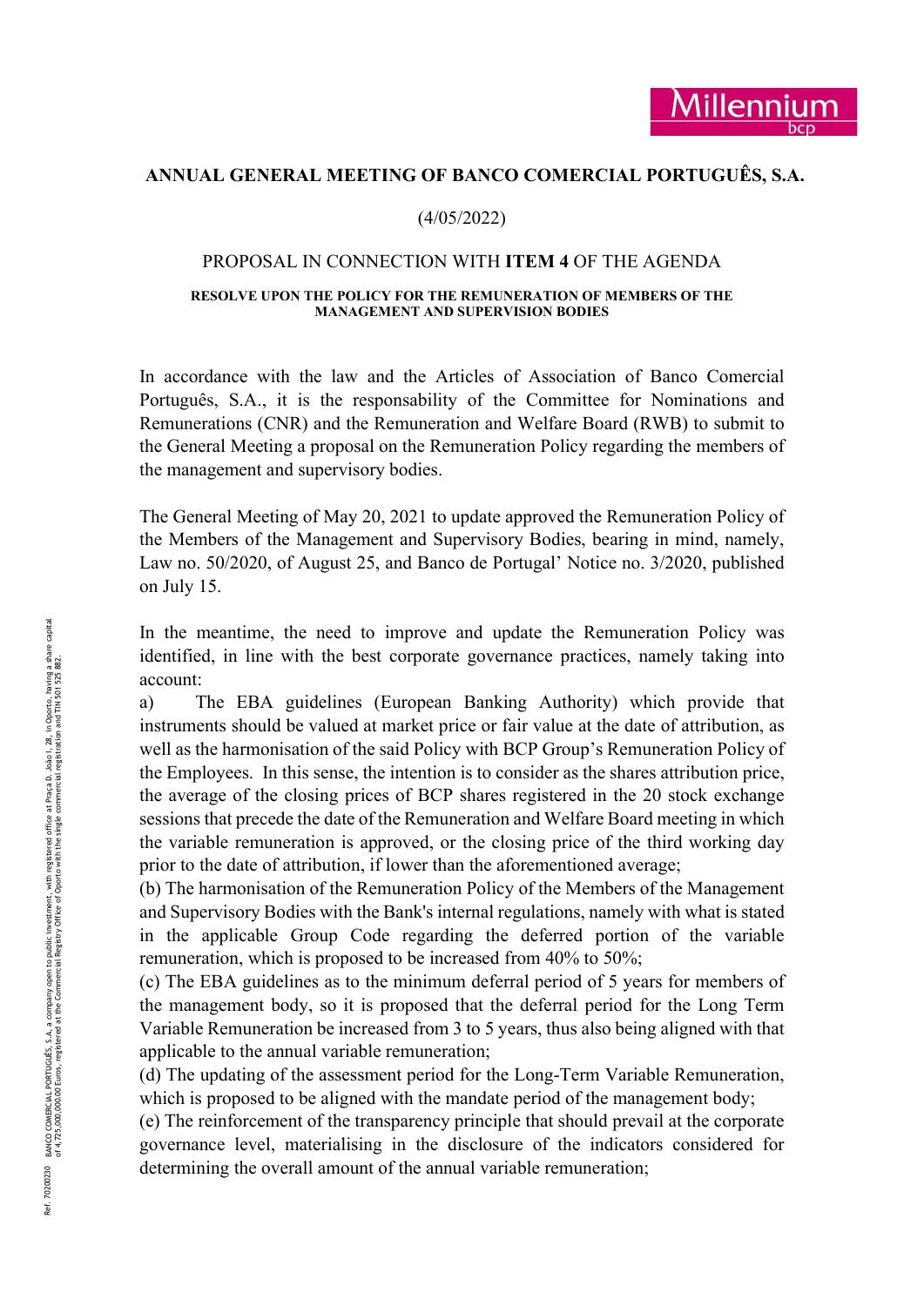# ANNUAL GENERAL MEETING OF BANCO COMERCIAL PORTUGUÊS, S.A.

(4/05/2022)

## PROPOSAL IN CONNECTION WITH **ITEM 4** OF THE AGENDA

### RESOLVE UPON THE POLICY FOR THE REMUNERATION OF MEMBERS OF THE MANAGEMENT AND SUPERVISION BODIES

In accordance with the law and the Articles of Association of Banco Comercial Português, S.A., it is the responsability of the Committee for Nominations and Remunerations (CNR) and the Remuneration and Welfare Board (RWB) to submit to the General Meeting a proposal on the Remuneration Policy regarding the members of the management and supervisory bodies.

The General Meeting of May 20, 2021 to update approved the Remuneration Policy of the Members of the Management and Supervisory Bodies, bearing in mind, namely, Law no. 50/2020, of August 25, and Banco de Portugal' Notice no. 3/2020, published on July 15.

In the meantime, the need to improve and update the Remuneration Policy was identified, in line with the best corporate governance practices, namely taking into account:

a) The EBA guidelines (European Banking Authority) which provide that instruments should be valued at market price or fair value at the date of attribution, as well as the harmonisation of the said Policy with BCP Group's Remuneration Policy of the Employees. In this sense, the intention is to consider as the shares attribution price, the average of the closing prices of BCP shares registered in the 20 stock exchange sessions that precede the date of the Remuneration and Welfare Board meeting in which the variable remuneration is approved, or the closing price of the third working day prior to the date of attribution, if lower than the aforementioned average;

(b) The harmonisation of the Remuneration Policy of the Members of the Management and Supervisory Bodies with the Bank's internal regulations, namely with what is stated in the applicable Group Code regarding the deferred portion of the variable remuneration, which is proposed to be increased from 40% to 50%;

(c) The EBA guidelines as to the minimum deferral period of 5 years for members of the management body, so it is proposed that the deferral period for the Long Term Variable Remuneration be increased from 3 to 5 years, thus also being aligned with that applicable to the annual variable remuneration;

(d) The updating of the assessment period for the Long-Term Variable Remuneration, which is proposed to be aligned with the mandate period of the management body;

(e) The reinforcement of the transparency principle that should prevail at the corporate governance level, materialising in the disclosure of the indicators considered for determining the overall amount of the annual variable remuneration;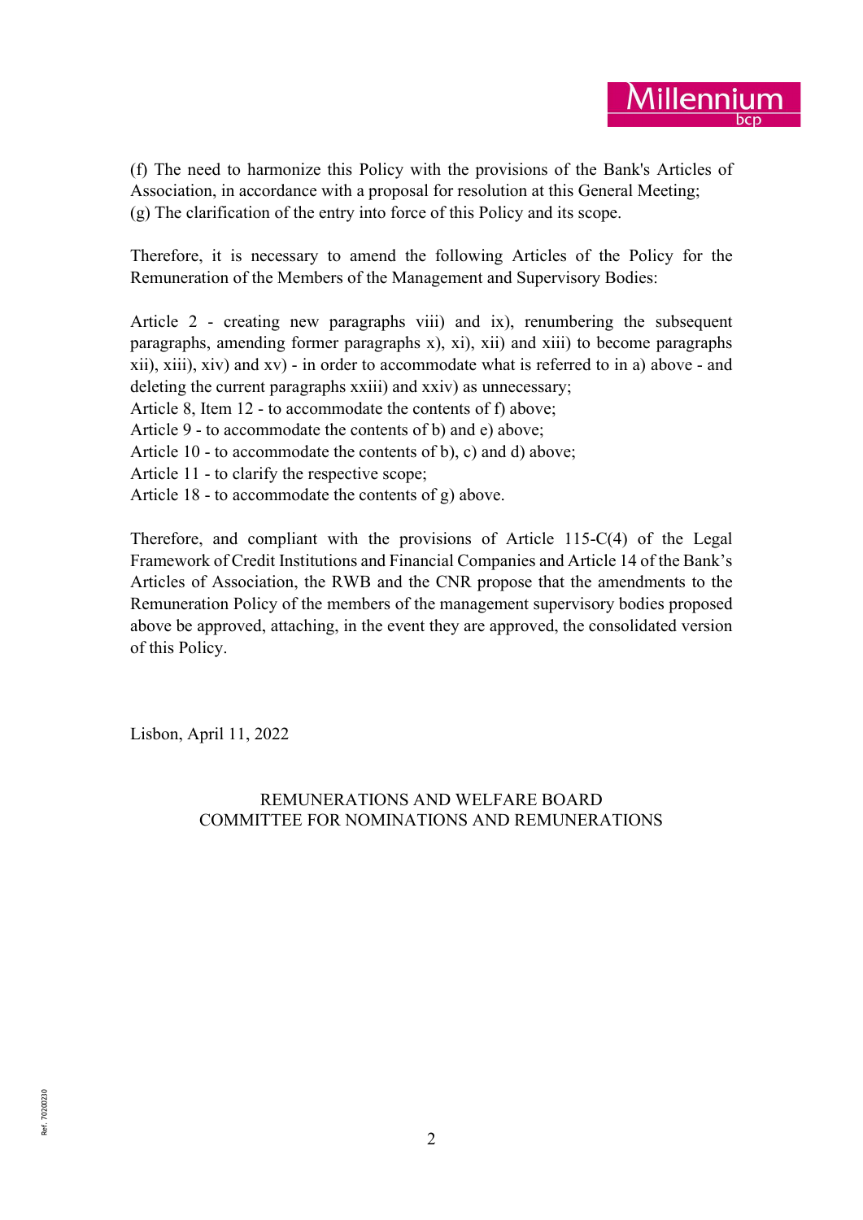(f) The need to harmonize this Policy with the provisions of the Bank's Articles of Association, in accordance with a proposal for resolution at this General Meeting;
(g) The clarification of the entry into force of this Policy and its scope.

Therefore, it is necessary to amend the following Articles of the Policy for the Remuneration of the Members of the Management and Supervisory Bodies:

Article 2 - creating new paragraphs viii) and ix), renumbering the subsequent paragraphs, amending former paragraphs x), xi), xii) and xiii) to become paragraphs xii), xiii), xiv) and xv) - in order to accommodate what is referred to in a) above - and deleting the current paragraphs xxiii) and xxiv) as unnecessary;
Article 8, Item 12 - to accommodate the contents of f) above;
Article 9 - to accommodate the contents of b) and e) above;
Article 10 - to accommodate the contents of b), c) and d) above;
Article 11 - to clarify the respective scope;
Article 18 - to accommodate the contents of g) above.

Therefore, and compliant with the provisions of Article 115-C(4) of the Legal Framework of Credit Institutions and Financial Companies and Article 14 of the Bank's Articles of Association, the RWB and the CNR propose that the amendments to the Remuneration Policy of the members of the management supervisory bodies proposed above be approved, attaching, in the event they are approved, the consolidated version of this Policy.

Lisbon, April 11, 2022

REMUNERATIONS AND WELFARE BOARD
COMMITTEE FOR NOMINATIONS AND REMUNERATIONS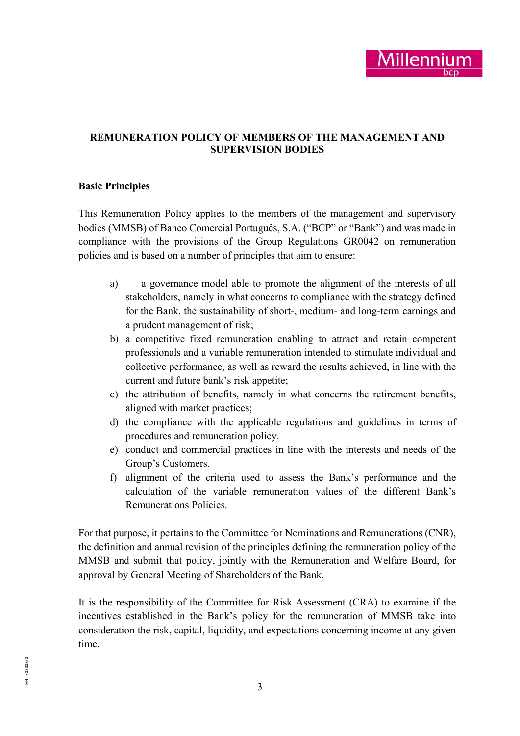## REMUNERATION POLICY OF MEMBERS OF THE MANAGEMENT AND SUPERVISION BODIES

**Basic Principles**

This Remuneration Policy applies to the members of the management and supervisory bodies (MMSB) of Banco Comercial Português, S.A. ("BCP" or "Bank") and was made in compliance with the provisions of the Group Regulations GR0042 on remuneration policies and is based on a number of principles that aim to ensure:

a) a governance model able to promote the alignment of the interests of all stakeholders, namely in what concerns to compliance with the strategy defined for the Bank, the sustainability of short-, medium- and long-term earnings and a prudent management of risk;
b) a competitive fixed remuneration enabling to attract and retain competent professionals and a variable remuneration intended to stimulate individual and collective performance, as well as reward the results achieved, in line with the current and future bank's risk appetite;
c) the attribution of benefits, namely in what concerns the retirement benefits, aligned with market practices;
d) the compliance with the applicable regulations and guidelines in terms of procedures and remuneration policy.
e) conduct and commercial practices in line with the interests and needs of the Group's Customers.
f) alignment of the criteria used to assess the Bank's performance and the calculation of the variable remuneration values of the different Bank's Remunerations Policies.

For that purpose, it pertains to the Committee for Nominations and Remunerations (CNR), the definition and annual revision of the principles defining the remuneration policy of the MMSB and submit that policy, jointly with the Remuneration and Welfare Board, for approval by General Meeting of Shareholders of the Bank.

It is the responsibility of the Committee for Risk Assessment (CRA) to examine if the incentives established in the Bank's policy for the remuneration of MMSB take into consideration the risk, capital, liquidity, and expectations concerning income at any given time.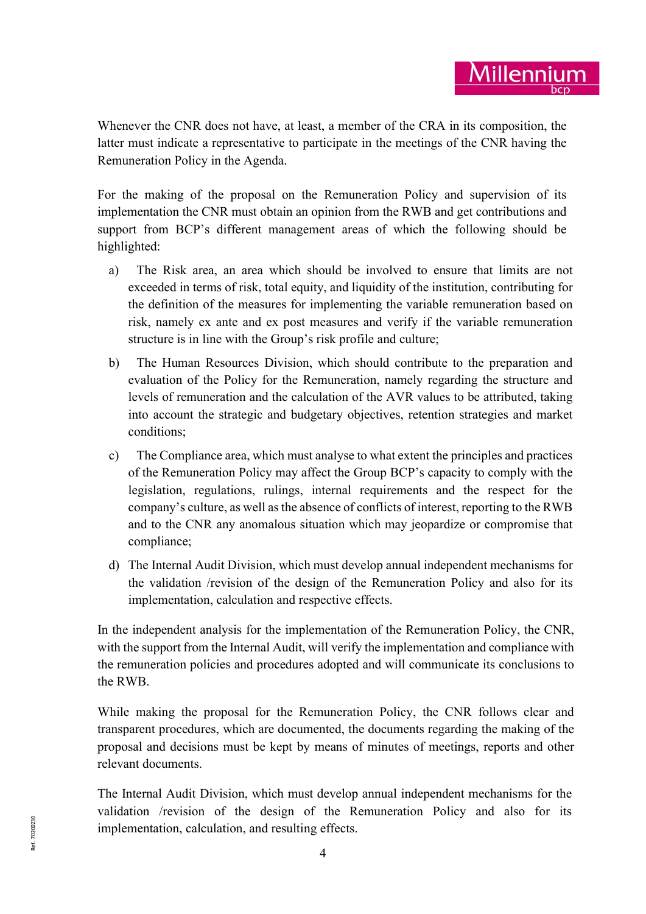Whenever the CNR does not have, at least, a member of the CRA in its composition, the latter must indicate a representative to participate in the meetings of the CNR having the Remuneration Policy in the Agenda.

For the making of the proposal on the Remuneration Policy and supervision of its implementation the CNR must obtain an opinion from the RWB and get contributions and support from BCP's different management areas of which the following should be highlighted:

a) The Risk area, an area which should be involved to ensure that limits are not exceeded in terms of risk, total equity, and liquidity of the institution, contributing for the definition of the measures for implementing the variable remuneration based on risk, namely ex ante and ex post measures and verify if the variable remuneration structure is in line with the Group's risk profile and culture;

b) The Human Resources Division, which should contribute to the preparation and evaluation of the Policy for the Remuneration, namely regarding the structure and levels of remuneration and the calculation of the AVR values to be attributed, taking into account the strategic and budgetary objectives, retention strategies and market conditions;

c) The Compliance area, which must analyse to what extent the principles and practices of the Remuneration Policy may affect the Group BCP's capacity to comply with the legislation, regulations, rulings, internal requirements and the respect for the company's culture, as well as the absence of conflicts of interest, reporting to the RWB and to the CNR any anomalous situation which may jeopardize or compromise that compliance;

d) The Internal Audit Division, which must develop annual independent mechanisms for the validation /revision of the design of the Remuneration Policy and also for its implementation, calculation and respective effects.

In the independent analysis for the implementation of the Remuneration Policy, the CNR, with the support from the Internal Audit, will verify the implementation and compliance with the remuneration policies and procedures adopted and will communicate its conclusions to the RWB.

While making the proposal for the Remuneration Policy, the CNR follows clear and transparent procedures, which are documented, the documents regarding the making of the proposal and decisions must be kept by means of minutes of meetings, reports and other relevant documents.

The Internal Audit Division, which must develop annual independent mechanisms for the validation /revision of the design of the Remuneration Policy and also for its implementation, calculation, and resulting effects.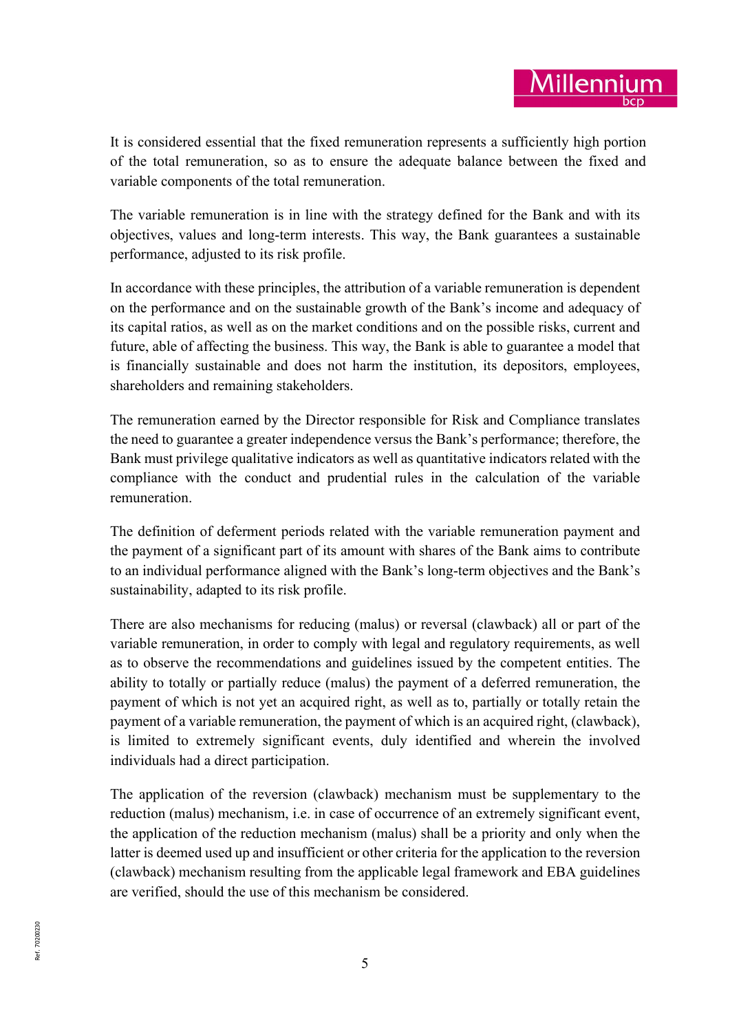It is considered essential that the fixed remuneration represents a sufficiently high portion of the total remuneration, so as to ensure the adequate balance between the fixed and variable components of the total remuneration.

The variable remuneration is in line with the strategy defined for the Bank and with its objectives, values and long-term interests. This way, the Bank guarantees a sustainable performance, adjusted to its risk profile.

In accordance with these principles, the attribution of a variable remuneration is dependent on the performance and on the sustainable growth of the Bank's income and adequacy of its capital ratios, as well as on the market conditions and on the possible risks, current and future, able of affecting the business. This way, the Bank is able to guarantee a model that is financially sustainable and does not harm the institution, its depositors, employees, shareholders and remaining stakeholders.

The remuneration earned by the Director responsible for Risk and Compliance translates the need to guarantee a greater independence versus the Bank's performance; therefore, the Bank must privilege qualitative indicators as well as quantitative indicators related with the compliance with the conduct and prudential rules in the calculation of the variable remuneration.

The definition of deferment periods related with the variable remuneration payment and the payment of a significant part of its amount with shares of the Bank aims to contribute to an individual performance aligned with the Bank's long-term objectives and the Bank's sustainability, adapted to its risk profile.

There are also mechanisms for reducing (malus) or reversal (clawback) all or part of the variable remuneration, in order to comply with legal and regulatory requirements, as well as to observe the recommendations and guidelines issued by the competent entities. The ability to totally or partially reduce (malus) the payment of a deferred remuneration, the payment of which is not yet an acquired right, as well as to, partially or totally retain the payment of a variable remuneration, the payment of which is an acquired right, (clawback), is limited to extremely significant events, duly identified and wherein the involved individuals had a direct participation.

The application of the reversion (clawback) mechanism must be supplementary to the reduction (malus) mechanism, i.e. in case of occurrence of an extremely significant event, the application of the reduction mechanism (malus) shall be a priority and only when the latter is deemed used up and insufficient or other criteria for the application to the reversion (clawback) mechanism resulting from the applicable legal framework and EBA guidelines are verified, should the use of this mechanism be considered.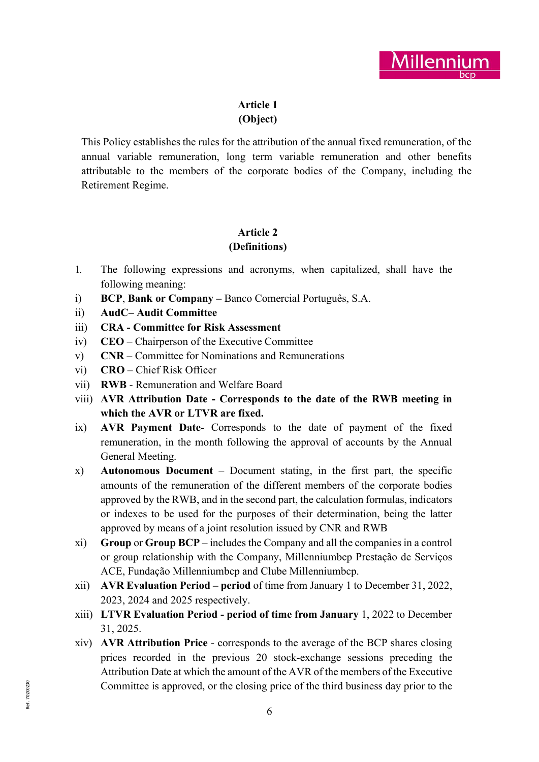## Article 1
## (Object)

This Policy establishes the rules for the attribution of the annual fixed remuneration, of the annual variable remuneration, long term variable remuneration and other benefits attributable to the members of the corporate bodies of the Company, including the Retirement Regime.

## Article 2
## (Definitions)

1. The following expressions and acronyms, when capitalized, shall have the following meaning:

i) **BCP**, **Bank or Company –** Banco Comercial Português, S.A.

ii) **AudC– Audit Committee**

iii) **CRA - Committee for Risk Assessment**

iv) **CEO** – Chairperson of the Executive Committee

v) **CNR** – Committee for Nominations and Remunerations

vi) **CRO** – Chief Risk Officer

vii) **RWB** - Remuneration and Welfare Board

viii) **AVR Attribution Date - Corresponds to the date of the RWB meeting in which the AVR or LTVR are fixed.**

ix) **AVR Payment Date**- Corresponds to the date of payment of the fixed remuneration, in the month following the approval of accounts by the Annual General Meeting.

x) **Autonomous Document** – Document stating, in the first part, the specific amounts of the remuneration of the different members of the corporate bodies approved by the RWB, and in the second part, the calculation formulas, indicators or indexes to be used for the purposes of their determination, being the latter approved by means of a joint resolution issued by CNR and RWB

xi) **Group** or **Group BCP** – includes the Company and all the companies in a control or group relationship with the Company, Millenniumbcp Prestação de Serviços ACE, Fundação Millenniumbcp and Clube Millenniumbcp.

xii) **AVR Evaluation Period – period** of time from January 1 to December 31, 2022, 2023, 2024 and 2025 respectively.

xiii) **LTVR Evaluation Period - period of time from January** 1, 2022 to December 31, 2025.

xiv) **AVR Attribution Price** - corresponds to the average of the BCP shares closing prices recorded in the previous 20 stock-exchange sessions preceding the Attribution Date at which the amount of the AVR of the members of the Executive Committee is approved, or the closing price of the third business day prior to the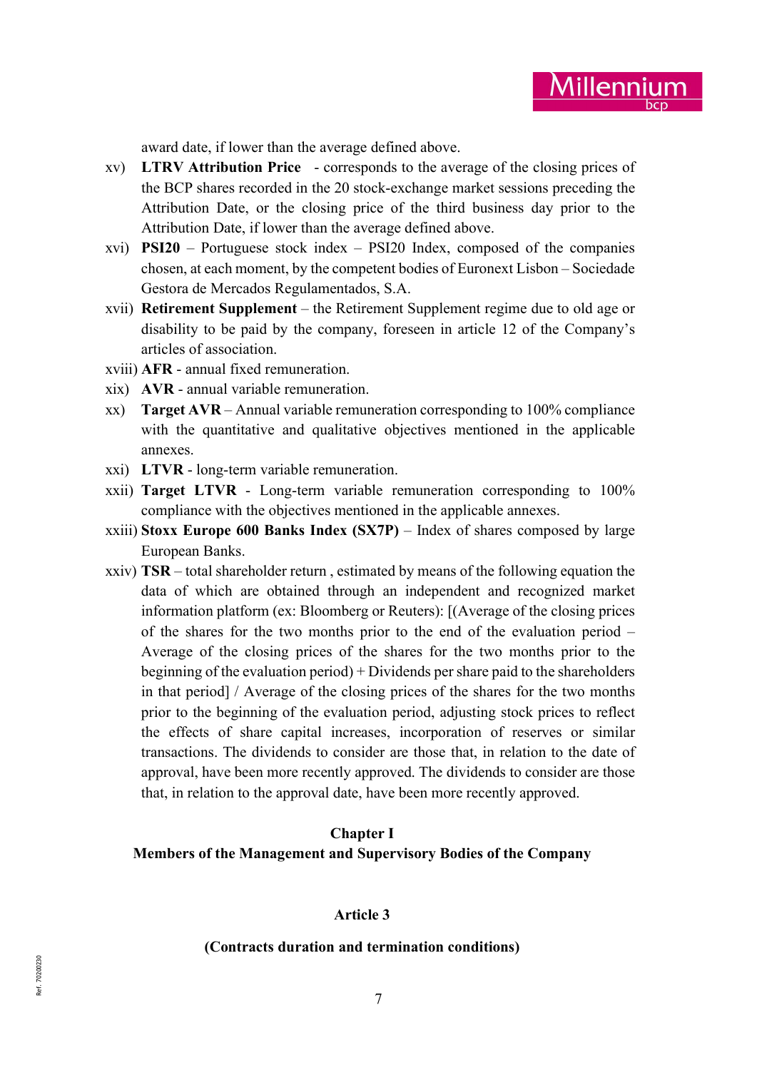award date, if lower than the average defined above.

xv) **LTRV Attribution Price** - corresponds to the average of the closing prices of the BCP shares recorded in the 20 stock-exchange market sessions preceding the Attribution Date, or the closing price of the third business day prior to the Attribution Date, if lower than the average defined above.

xvi) **PSI20** – Portuguese stock index – PSI20 Index, composed of the companies chosen, at each moment, by the competent bodies of Euronext Lisbon – Sociedade Gestora de Mercados Regulamentados, S.A.

xvii) **Retirement Supplement** – the Retirement Supplement regime due to old age or disability to be paid by the company, foreseen in article 12 of the Company's articles of association.

xviii) **AFR** - annual fixed remuneration.

xix) **AVR** - annual variable remuneration.

xx) **Target AVR** – Annual variable remuneration corresponding to 100% compliance with the quantitative and qualitative objectives mentioned in the applicable annexes.

xxi) **LTVR** - long-term variable remuneration.

xxii) **Target LTVR** - Long-term variable remuneration corresponding to 100% compliance with the objectives mentioned in the applicable annexes.

xxiii) **Stoxx Europe 600 Banks Index (SX7P)** – Index of shares composed by large European Banks.

xxiv) **TSR** – total shareholder return , estimated by means of the following equation the data of which are obtained through an independent and recognized market information platform (ex: Bloomberg or Reuters): [(Average of the closing prices of the shares for the two months prior to the end of the evaluation period – Average of the closing prices of the shares for the two months prior to the beginning of the evaluation period) + Dividends per share paid to the shareholders in that period] / Average of the closing prices of the shares for the two months prior to the beginning of the evaluation period, adjusting stock prices to reflect the effects of share capital increases, incorporation of reserves or similar transactions. The dividends to consider are those that, in relation to the date of approval, have been more recently approved. The dividends to consider are those that, in relation to the approval date, have been more recently approved.

## Chapter I
## Members of the Management and Supervisory Bodies of the Company

### Article 3

### (Contracts duration and termination conditions)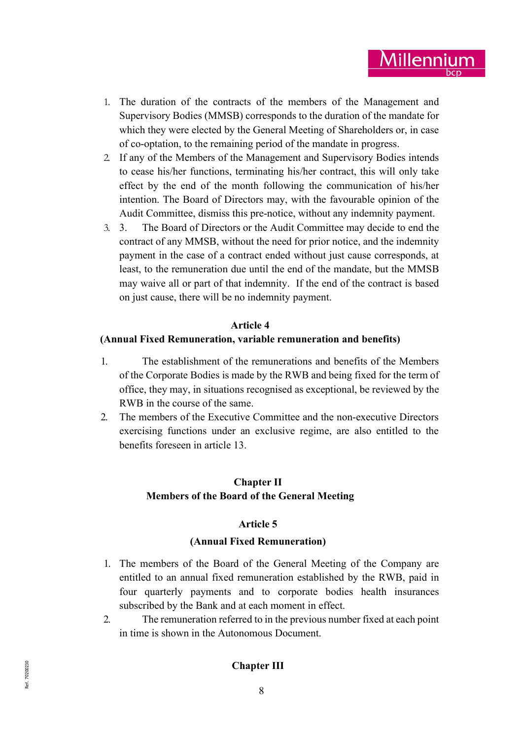1. The duration of the contracts of the members of the Management and Supervisory Bodies (MMSB) corresponds to the duration of the mandate for which they were elected by the General Meeting of Shareholders or, in case of co-optation, to the remaining period of the mandate in progress.
2. If any of the Members of the Management and Supervisory Bodies intends to cease his/her functions, terminating his/her contract, this will only take effect by the end of the month following the communication of his/her intention. The Board of Directors may, with the favourable opinion of the Audit Committee, dismiss this pre-notice, without any indemnity payment.
3. 3. The Board of Directors or the Audit Committee may decide to end the contract of any MMSB, without the need for prior notice, and the indemnity payment in the case of a contract ended without just cause corresponds, at least, to the remuneration due until the end of the mandate, but the MMSB may waive all or part of that indemnity. If the end of the contract is based on just cause, there will be no indemnity payment.

**Article 4**

**(Annual Fixed Remuneration, variable remuneration and benefits)**

1. The establishment of the remunerations and benefits of the Members of the Corporate Bodies is made by the RWB and being fixed for the term of office, they may, in situations recognised as exceptional, be reviewed by the RWB in the course of the same.
2. The members of the Executive Committee and the non-executive Directors exercising functions under an exclusive regime, are also entitled to the benefits foreseen in article 13.

## Chapter II
## Members of the Board of the General Meeting

**Article 5**

**(Annual Fixed Remuneration)**

1. The members of the Board of the General Meeting of the Company are entitled to an annual fixed remuneration established by the RWB, paid in four quarterly payments and to corporate bodies health insurances subscribed by the Bank and at each moment in effect.
2. The remuneration referred to in the previous number fixed at each point in time is shown in the Autonomous Document.

## Chapter III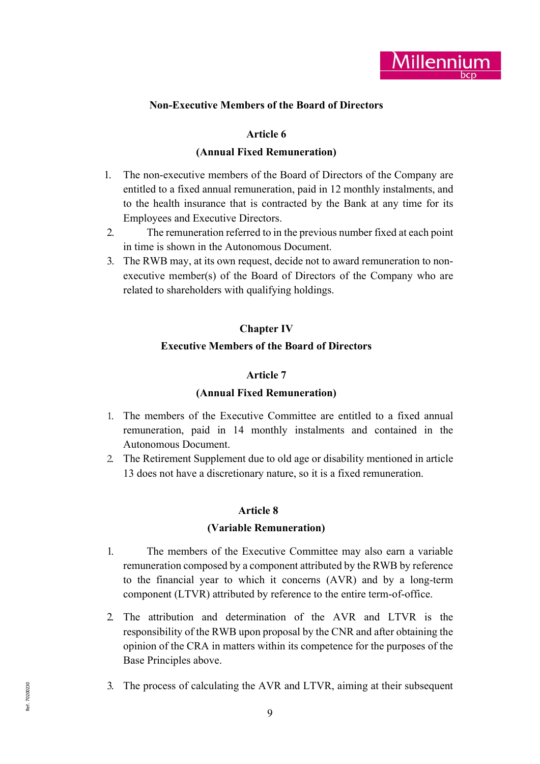**Non-Executive Members of the Board of Directors**

**Article 6**

**(Annual Fixed Remuneration)**

1. The non-executive members of the Board of Directors of the Company are entitled to a fixed annual remuneration, paid in 12 monthly instalments, and to the health insurance that is contracted by the Bank at any time for its Employees and Executive Directors.
2. The remuneration referred to in the previous number fixed at each point in time is shown in the Autonomous Document.
3. The RWB may, at its own request, decide not to award remuneration to non-executive member(s) of the Board of Directors of the Company who are related to shareholders with qualifying holdings.

**Chapter IV**

**Executive Members of the Board of Directors**

**Article 7**

**(Annual Fixed Remuneration)**

1. The members of the Executive Committee are entitled to a fixed annual remuneration, paid in 14 monthly instalments and contained in the Autonomous Document.
2. The Retirement Supplement due to old age or disability mentioned in article 13 does not have a discretionary nature, so it is a fixed remuneration.

**Article 8**

**(Variable Remuneration)**

1. The members of the Executive Committee may also earn a variable remuneration composed by a component attributed by the RWB by reference to the financial year to which it concerns (AVR) and by a long-term component (LTVR) attributed by reference to the entire term-of-office.
2. The attribution and determination of the AVR and LTVR is the responsibility of the RWB upon proposal by the CNR and after obtaining the opinion of the CRA in matters within its competence for the purposes of the Base Principles above.
3. The process of calculating the AVR and LTVR, aiming at their subsequent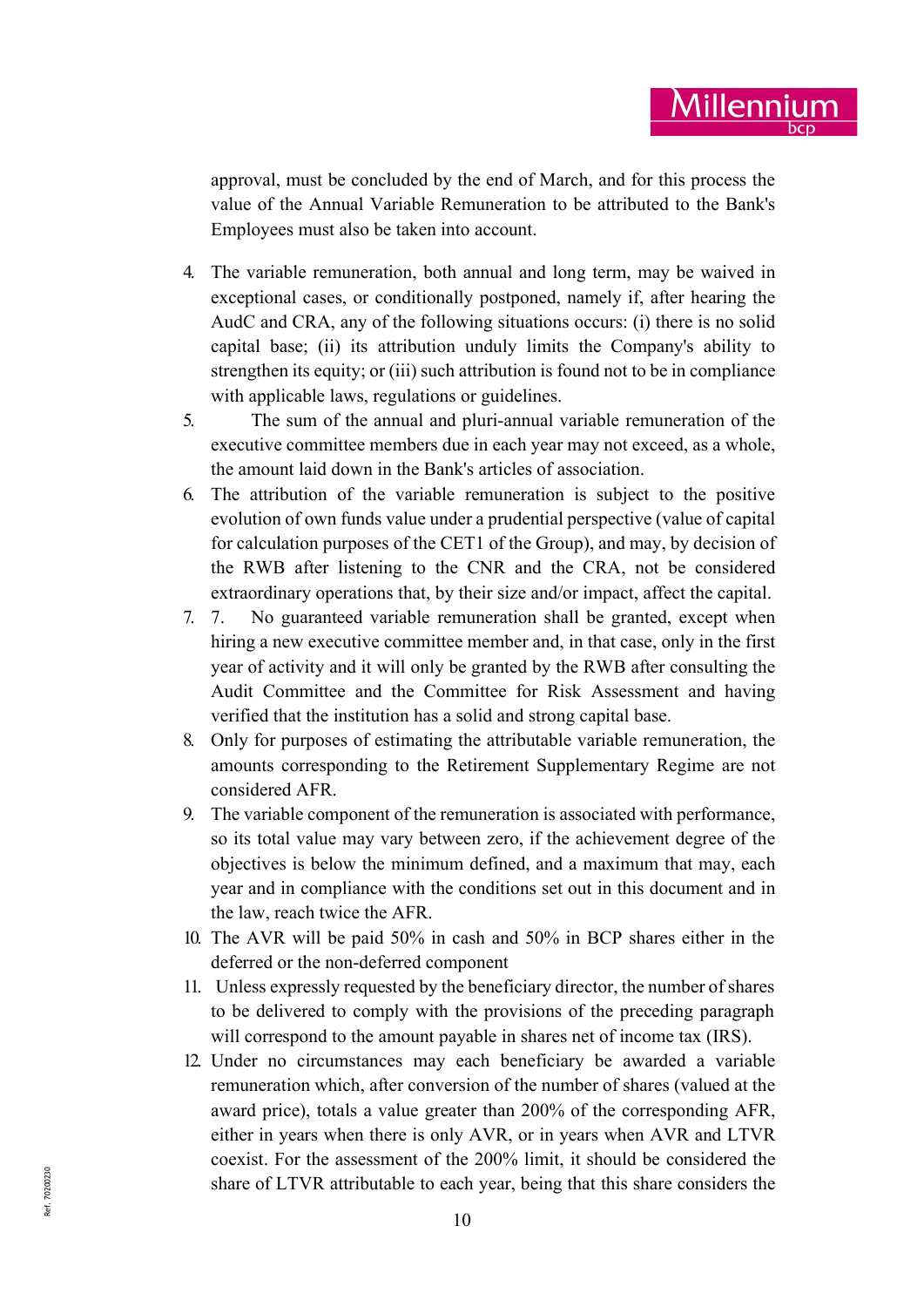approval, must be concluded by the end of March, and for this process the value of the Annual Variable Remuneration to be attributed to the Bank's Employees must also be taken into account.

4. The variable remuneration, both annual and long term, may be waived in exceptional cases, or conditionally postponed, namely if, after hearing the AudC and CRA, any of the following situations occurs: (i) there is no solid capital base; (ii) its attribution unduly limits the Company's ability to strengthen its equity; or (iii) such attribution is found not to be in compliance with applicable laws, regulations or guidelines.
5. The sum of the annual and pluri-annual variable remuneration of the executive committee members due in each year may not exceed, as a whole, the amount laid down in the Bank's articles of association.
6. The attribution of the variable remuneration is subject to the positive evolution of own funds value under a prudential perspective (value of capital for calculation purposes of the CET1 of the Group), and may, by decision of the RWB after listening to the CNR and the CRA, not be considered extraordinary operations that, by their size and/or impact, affect the capital.
7. 7. No guaranteed variable remuneration shall be granted, except when hiring a new executive committee member and, in that case, only in the first year of activity and it will only be granted by the RWB after consulting the Audit Committee and the Committee for Risk Assessment and having verified that the institution has a solid and strong capital base.
8. Only for purposes of estimating the attributable variable remuneration, the amounts corresponding to the Retirement Supplementary Regime are not considered AFR.
9. The variable component of the remuneration is associated with performance, so its total value may vary between zero, if the achievement degree of the objectives is below the minimum defined, and a maximum that may, each year and in compliance with the conditions set out in this document and in the law, reach twice the AFR.
10. The AVR will be paid 50% in cash and 50% in BCP shares either in the deferred or the non-deferred component
11. Unless expressly requested by the beneficiary director, the number of shares to be delivered to comply with the provisions of the preceding paragraph will correspond to the amount payable in shares net of income tax (IRS).
12. Under no circumstances may each beneficiary be awarded a variable remuneration which, after conversion of the number of shares (valued at the award price), totals a value greater than 200% of the corresponding AFR, either in years when there is only AVR, or in years when AVR and LTVR coexist. For the assessment of the 200% limit, it should be considered the share of LTVR attributable to each year, being that this share considers the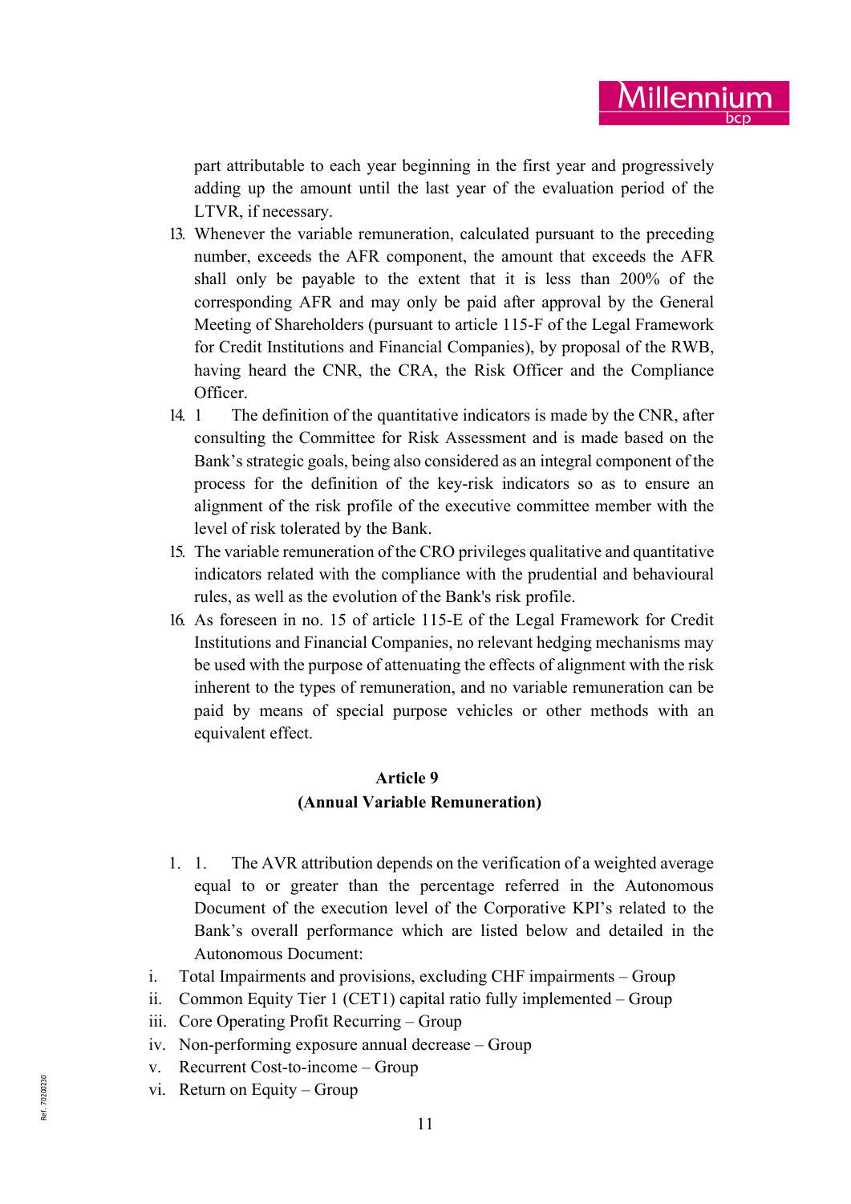part attributable to each year beginning in the first year and progressively adding up the amount until the last year of the evaluation period of the LTVR, if necessary.

13. Whenever the variable remuneration, calculated pursuant to the preceding number, exceeds the AFR component, the amount that exceeds the AFR shall only be payable to the extent that it is less than 200% of the corresponding AFR and may only be paid after approval by the General Meeting of Shareholders (pursuant to article 115-F of the Legal Framework for Credit Institutions and Financial Companies), by proposal of the RWB, having heard the CNR, the CRA, the Risk Officer and the Compliance Officer.
14. 1 The definition of the quantitative indicators is made by the CNR, after consulting the Committee for Risk Assessment and is made based on the Bank's strategic goals, being also considered as an integral component of the process for the definition of the key-risk indicators so as to ensure an alignment of the risk profile of the executive committee member with the level of risk tolerated by the Bank.
15. The variable remuneration of the CRO privileges qualitative and quantitative indicators related with the compliance with the prudential and behavioural rules, as well as the evolution of the Bank's risk profile.
16. As foreseen in no. 15 of article 115-E of the Legal Framework for Credit Institutions and Financial Companies, no relevant hedging mechanisms may be used with the purpose of attenuating the effects of alignment with the risk inherent to the types of remuneration, and no variable remuneration can be paid by means of special purpose vehicles or other methods with an equivalent effect.

## Article 9
## (Annual Variable Remuneration)

1. 1. The AVR attribution depends on the verification of a weighted average equal to or greater than the percentage referred in the Autonomous Document of the execution level of the Corporative KPI's related to the Bank's overall performance which are listed below and detailed in the Autonomous Document:

i. Total Impairments and provisions, excluding CHF impairments – Group
ii. Common Equity Tier 1 (CET1) capital ratio fully implemented – Group
iii. Core Operating Profit Recurring – Group
iv. Non-performing exposure annual decrease – Group
v. Recurrent Cost-to-income – Group
vi. Return on Equity – Group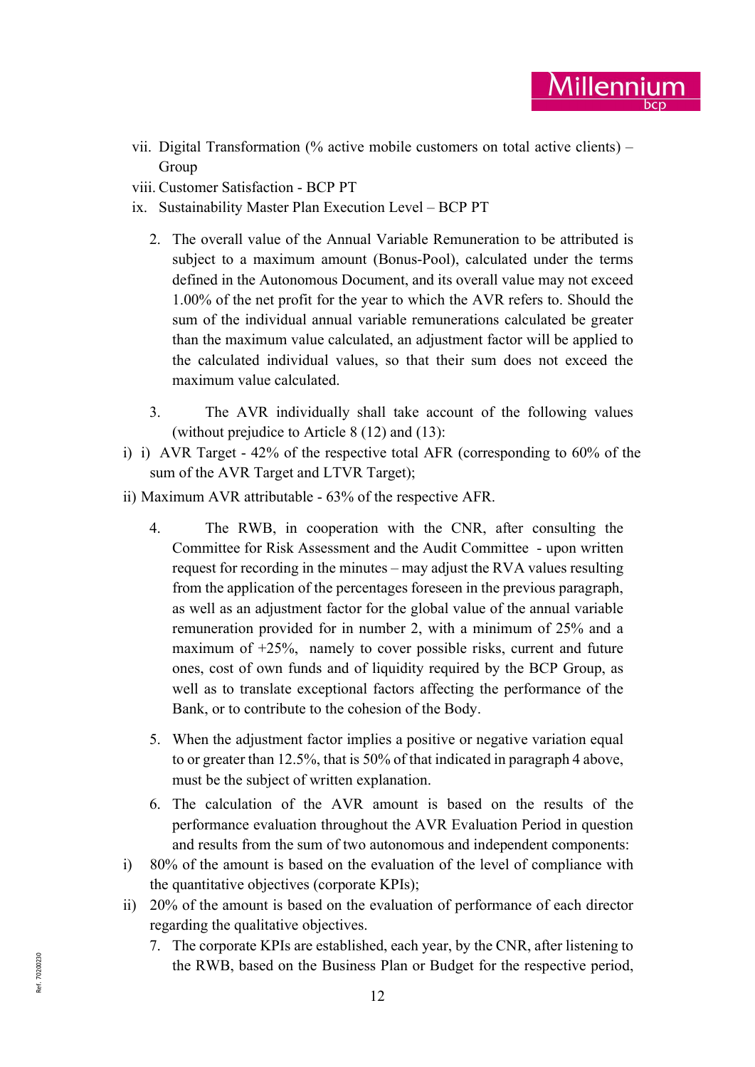vii. Digital Transformation (% active mobile customers on total active clients) – Group

viii. Customer Satisfaction - BCP PT

ix. Sustainability Master Plan Execution Level – BCP PT

2. The overall value of the Annual Variable Remuneration to be attributed is subject to a maximum amount (Bonus-Pool), calculated under the terms defined in the Autonomous Document, and its overall value may not exceed 1.00% of the net profit for the year to which the AVR refers to. Should the sum of the individual annual variable remunerations calculated be greater than the maximum value calculated, an adjustment factor will be applied to the calculated individual values, so that their sum does not exceed the maximum value calculated.

3. The AVR individually shall take account of the following values (without prejudice to Article 8 (12) and (13):

i) i) AVR Target - 42% of the respective total AFR (corresponding to 60% of the sum of the AVR Target and LTVR Target);

ii) Maximum AVR attributable - 63% of the respective AFR.

4. The RWB, in cooperation with the CNR, after consulting the Committee for Risk Assessment and the Audit Committee - upon written request for recording in the minutes – may adjust the RVA values resulting from the application of the percentages foreseen in the previous paragraph, as well as an adjustment factor for the global value of the annual variable remuneration provided for in number 2, with a minimum of 25% and a maximum of +25%, namely to cover possible risks, current and future ones, cost of own funds and of liquidity required by the BCP Group, as well as to translate exceptional factors affecting the performance of the Bank, or to contribute to the cohesion of the Body.

5. When the adjustment factor implies a positive or negative variation equal to or greater than 12.5%, that is 50% of that indicated in paragraph 4 above, must be the subject of written explanation.

6. The calculation of the AVR amount is based on the results of the performance evaluation throughout the AVR Evaluation Period in question and results from the sum of two autonomous and independent components:

i) 80% of the amount is based on the evaluation of the level of compliance with the quantitative objectives (corporate KPIs);

ii) 20% of the amount is based on the evaluation of performance of each director regarding the qualitative objectives.

7. The corporate KPIs are established, each year, by the CNR, after listening to the RWB, based on the Business Plan or Budget for the respective period,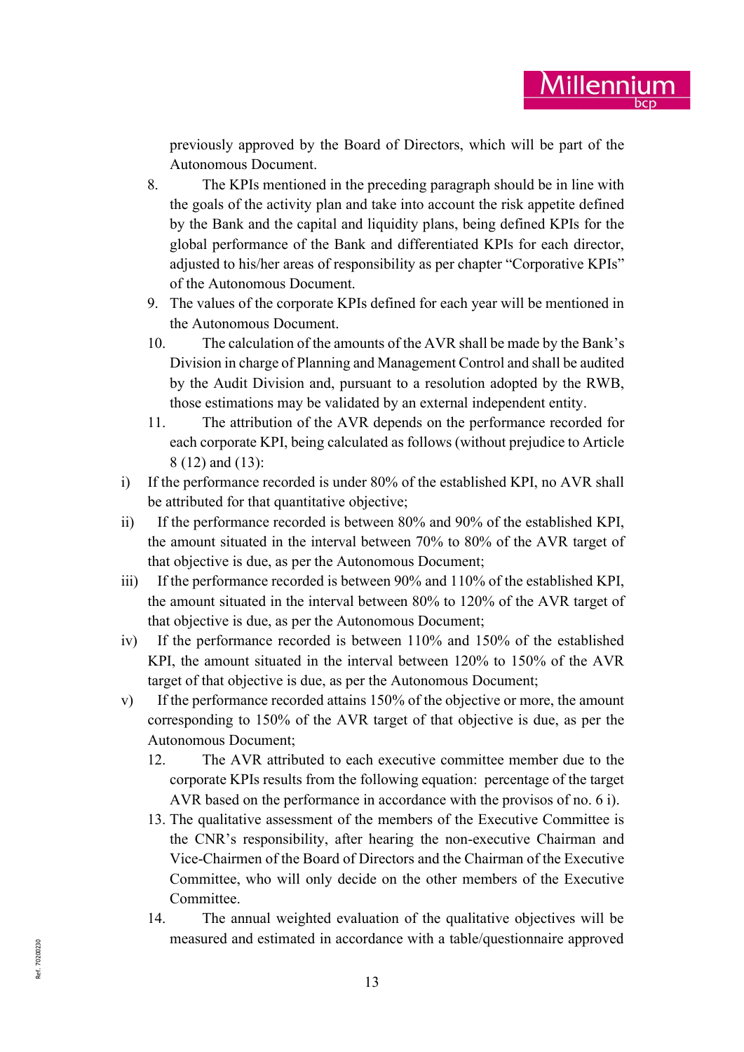previously approved by the Board of Directors, which will be part of the Autonomous Document.

8. The KPIs mentioned in the preceding paragraph should be in line with the goals of the activity plan and take into account the risk appetite defined by the Bank and the capital and liquidity plans, being defined KPIs for the global performance of the Bank and differentiated KPIs for each director, adjusted to his/her areas of responsibility as per chapter "Corporative KPIs" of the Autonomous Document.

9. The values of the corporate KPIs defined for each year will be mentioned in the Autonomous Document.

10. The calculation of the amounts of the AVR shall be made by the Bank's Division in charge of Planning and Management Control and shall be audited by the Audit Division and, pursuant to a resolution adopted by the RWB, those estimations may be validated by an external independent entity.

11. The attribution of the AVR depends on the performance recorded for each corporate KPI, being calculated as follows (without prejudice to Article 8 (12) and (13):

i) If the performance recorded is under 80% of the established KPI, no AVR shall be attributed for that quantitative objective;

ii) If the performance recorded is between 80% and 90% of the established KPI, the amount situated in the interval between 70% to 80% of the AVR target of that objective is due, as per the Autonomous Document;

iii) If the performance recorded is between 90% and 110% of the established KPI, the amount situated in the interval between 80% to 120% of the AVR target of that objective is due, as per the Autonomous Document;

iv) If the performance recorded is between 110% and 150% of the established KPI, the amount situated in the interval between 120% to 150% of the AVR target of that objective is due, as per the Autonomous Document;

v) If the performance recorded attains 150% of the objective or more, the amount corresponding to 150% of the AVR target of that objective is due, as per the Autonomous Document;

12. The AVR attributed to each executive committee member due to the corporate KPIs results from the following equation: percentage of the target AVR based on the performance in accordance with the provisos of no. 6 i).

13. The qualitative assessment of the members of the Executive Committee is the CNR's responsibility, after hearing the non-executive Chairman and Vice-Chairmen of the Board of Directors and the Chairman of the Executive Committee, who will only decide on the other members of the Executive Committee.

14. The annual weighted evaluation of the qualitative objectives will be measured and estimated in accordance with a table/questionnaire approved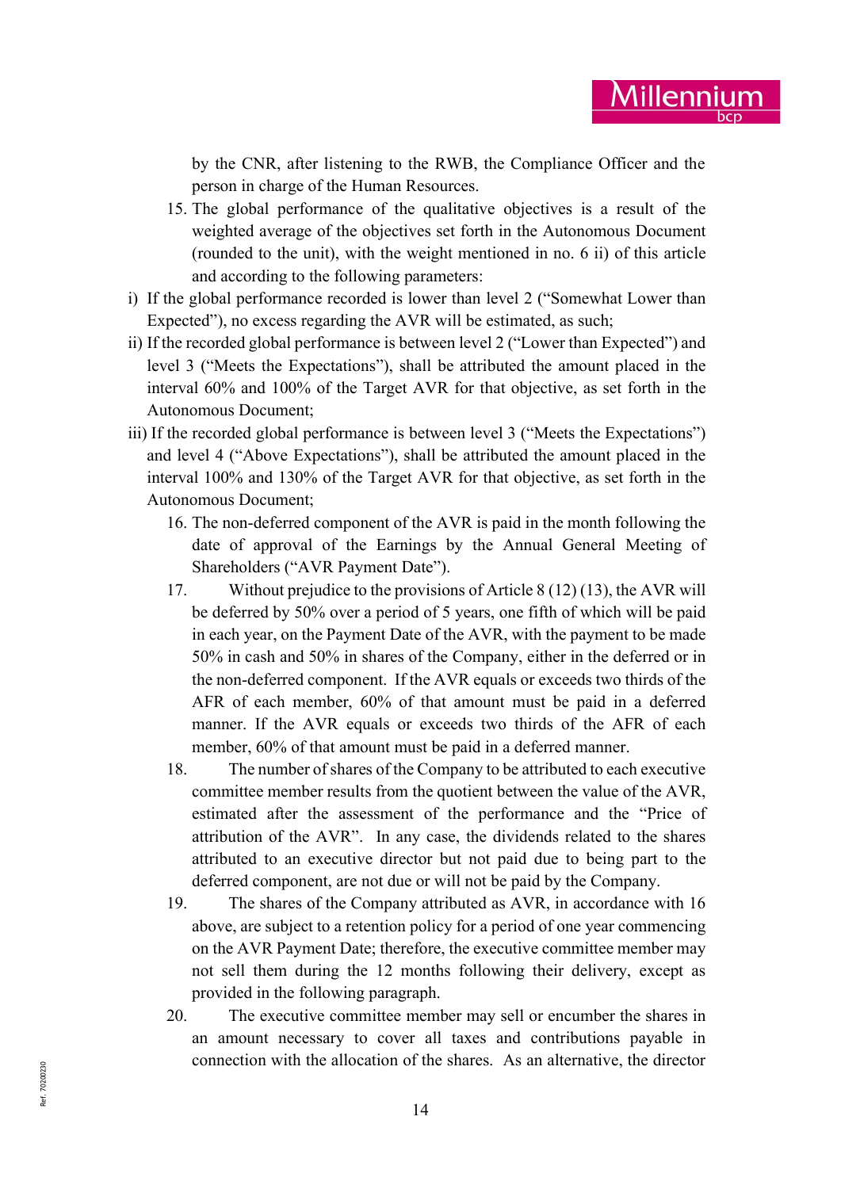by the CNR, after listening to the RWB, the Compliance Officer and the person in charge of the Human Resources.

15. The global performance of the qualitative objectives is a result of the weighted average of the objectives set forth in the Autonomous Document (rounded to the unit), with the weight mentioned in no. 6 ii) of this article and according to the following parameters:

i) If the global performance recorded is lower than level 2 ("Somewhat Lower than Expected"), no excess regarding the AVR will be estimated, as such;

ii) If the recorded global performance is between level 2 ("Lower than Expected") and level 3 ("Meets the Expectations"), shall be attributed the amount placed in the interval 60% and 100% of the Target AVR for that objective, as set forth in the Autonomous Document;

iii) If the recorded global performance is between level 3 ("Meets the Expectations") and level 4 ("Above Expectations"), shall be attributed the amount placed in the interval 100% and 130% of the Target AVR for that objective, as set forth in the Autonomous Document;

16. The non-deferred component of the AVR is paid in the month following the date of approval of the Earnings by the Annual General Meeting of Shareholders ("AVR Payment Date").

17. Without prejudice to the provisions of Article 8 (12) (13), the AVR will be deferred by 50% over a period of 5 years, one fifth of which will be paid in each year, on the Payment Date of the AVR, with the payment to be made 50% in cash and 50% in shares of the Company, either in the deferred or in the non-deferred component. If the AVR equals or exceeds two thirds of the AFR of each member, 60% of that amount must be paid in a deferred manner. If the AVR equals or exceeds two thirds of the AFR of each member, 60% of that amount must be paid in a deferred manner.

18. The number of shares of the Company to be attributed to each executive committee member results from the quotient between the value of the AVR, estimated after the assessment of the performance and the "Price of attribution of the AVR". In any case, the dividends related to the shares attributed to an executive director but not paid due to being part to the deferred component, are not due or will not be paid by the Company.

19. The shares of the Company attributed as AVR, in accordance with 16 above, are subject to a retention policy for a period of one year commencing on the AVR Payment Date; therefore, the executive committee member may not sell them during the 12 months following their delivery, except as provided in the following paragraph.

20. The executive committee member may sell or encumber the shares in an amount necessary to cover all taxes and contributions payable in connection with the allocation of the shares. As an alternative, the director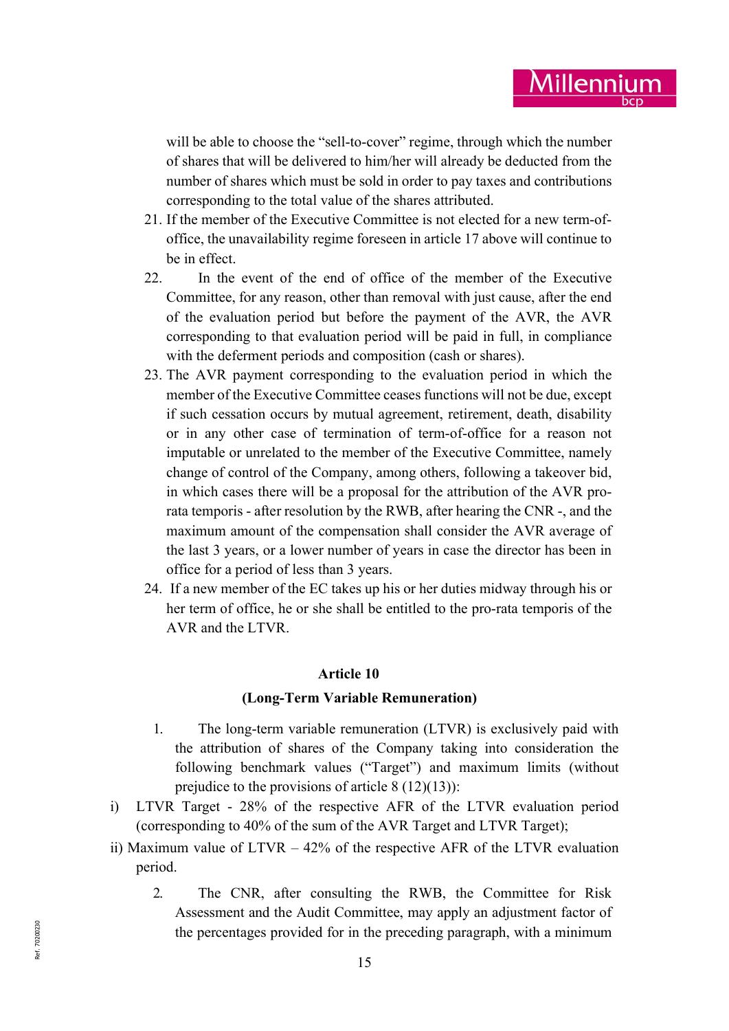will be able to choose the "sell-to-cover" regime, through which the number of shares that will be delivered to him/her will already be deducted from the number of shares which must be sold in order to pay taxes and contributions corresponding to the total value of the shares attributed.

21. If the member of the Executive Committee is not elected for a new term-of-office, the unavailability regime foreseen in article 17 above will continue to be in effect.
22. In the event of the end of office of the member of the Executive Committee, for any reason, other than removal with just cause, after the end of the evaluation period but before the payment of the AVR, the AVR corresponding to that evaluation period will be paid in full, in compliance with the deferment periods and composition (cash or shares).
23. The AVR payment corresponding to the evaluation period in which the member of the Executive Committee ceases functions will not be due, except if such cessation occurs by mutual agreement, retirement, death, disability or in any other case of termination of term-of-office for a reason not imputable or unrelated to the member of the Executive Committee, namely change of control of the Company, among others, following a takeover bid, in which cases there will be a proposal for the attribution of the AVR pro-rata temporis - after resolution by the RWB, after hearing the CNR -, and the maximum amount of the compensation shall consider the AVR average of the last 3 years, or a lower number of years in case the director has been in office for a period of less than 3 years.
24. If a new member of the EC takes up his or her duties midway through his or her term of office, he or she shall be entitled to the pro-rata temporis of the AVR and the LTVR.

**Article 10**

**(Long-Term Variable Remuneration)**

1. The long-term variable remuneration (LTVR) is exclusively paid with the attribution of shares of the Company taking into consideration the following benchmark values ("Target") and maximum limits (without prejudice to the provisions of article 8 (12)(13)):

i) LTVR Target - 28% of the respective AFR of the LTVR evaluation period (corresponding to 40% of the sum of the AVR Target and LTVR Target);

ii) Maximum value of LTVR – 42% of the respective AFR of the LTVR evaluation period.

2. The CNR, after consulting the RWB, the Committee for Risk Assessment and the Audit Committee, may apply an adjustment factor of the percentages provided for in the preceding paragraph, with a minimum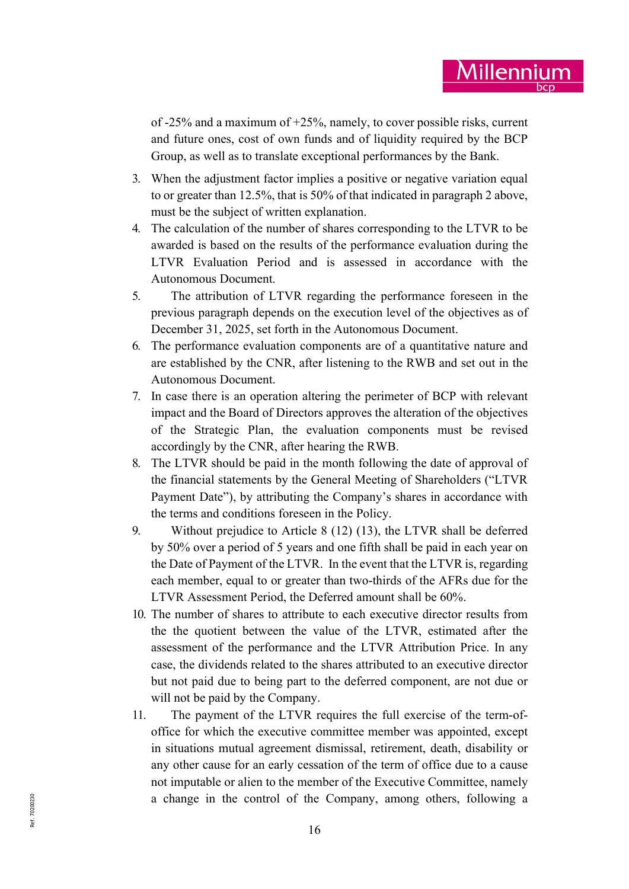of -25% and a maximum of +25%, namely, to cover possible risks, current and future ones, cost of own funds and of liquidity required by the BCP Group, as well as to translate exceptional performances by the Bank.

3. When the adjustment factor implies a positive or negative variation equal to or greater than 12.5%, that is 50% of that indicated in paragraph 2 above, must be the subject of written explanation.
4. The calculation of the number of shares corresponding to the LTVR to be awarded is based on the results of the performance evaluation during the LTVR Evaluation Period and is assessed in accordance with the Autonomous Document.
5. The attribution of LTVR regarding the performance foreseen in the previous paragraph depends on the execution level of the objectives as of December 31, 2025, set forth in the Autonomous Document.
6. The performance evaluation components are of a quantitative nature and are established by the CNR, after listening to the RWB and set out in the Autonomous Document.
7. In case there is an operation altering the perimeter of BCP with relevant impact and the Board of Directors approves the alteration of the objectives of the Strategic Plan, the evaluation components must be revised accordingly by the CNR, after hearing the RWB.
8. The LTVR should be paid in the month following the date of approval of the financial statements by the General Meeting of Shareholders ("LTVR Payment Date"), by attributing the Company's shares in accordance with the terms and conditions foreseen in the Policy.
9. Without prejudice to Article 8 (12) (13), the LTVR shall be deferred by 50% over a period of 5 years and one fifth shall be paid in each year on the Date of Payment of the LTVR. In the event that the LTVR is, regarding each member, equal to or greater than two-thirds of the AFRs due for the LTVR Assessment Period, the Deferred amount shall be 60%.
10. The number of shares to attribute to each executive director results from the the quotient between the value of the LTVR, estimated after the assessment of the performance and the LTVR Attribution Price. In any case, the dividends related to the shares attributed to an executive director but not paid due to being part to the deferred component, are not due or will not be paid by the Company.
11. The payment of the LTVR requires the full exercise of the term-of-office for which the executive committee member was appointed, except in situations mutual agreement dismissal, retirement, death, disability or any other cause for an early cessation of the term of office due to a cause not imputable or alien to the member of the Executive Committee, namely a change in the control of the Company, among others, following a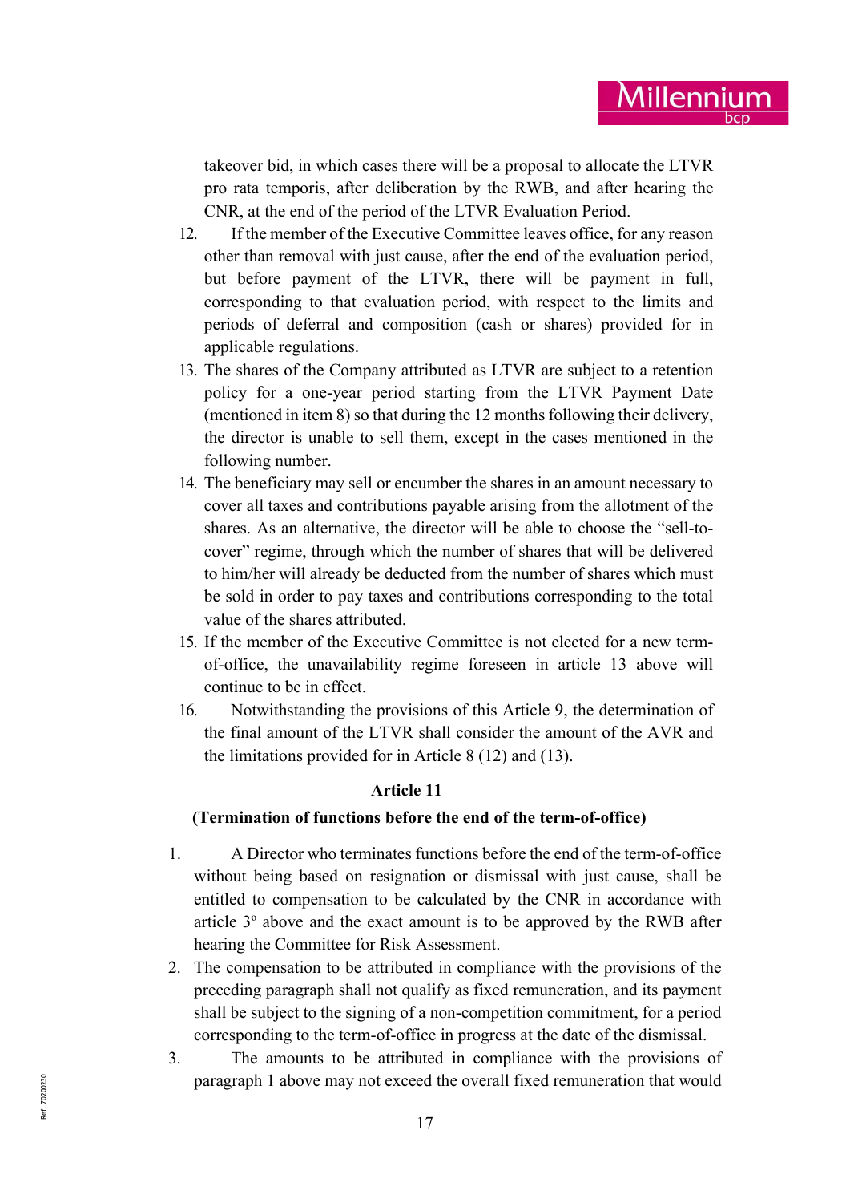takeover bid, in which cases there will be a proposal to allocate the LTVR pro rata temporis, after deliberation by the RWB, and after hearing the CNR, at the end of the period of the LTVR Evaluation Period.

12. If the member of the Executive Committee leaves office, for any reason other than removal with just cause, after the end of the evaluation period, but before payment of the LTVR, there will be payment in full, corresponding to that evaluation period, with respect to the limits and periods of deferral and composition (cash or shares) provided for in applicable regulations.
13. The shares of the Company attributed as LTVR are subject to a retention policy for a one-year period starting from the LTVR Payment Date (mentioned in item 8) so that during the 12 months following their delivery, the director is unable to sell them, except in the cases mentioned in the following number.
14. The beneficiary may sell or encumber the shares in an amount necessary to cover all taxes and contributions payable arising from the allotment of the shares. As an alternative, the director will be able to choose the "sell-to-cover" regime, through which the number of shares that will be delivered to him/her will already be deducted from the number of shares which must be sold in order to pay taxes and contributions corresponding to the total value of the shares attributed.
15. If the member of the Executive Committee is not elected for a new term-of-office, the unavailability regime foreseen in article 13 above will continue to be in effect.
16. Notwithstanding the provisions of this Article 9, the determination of the final amount of the LTVR shall consider the amount of the AVR and the limitations provided for in Article 8 (12) and (13).

## Article 11

### (Termination of functions before the end of the term-of-office)

1. A Director who terminates functions before the end of the term-of-office without being based on resignation or dismissal with just cause, shall be entitled to compensation to be calculated by the CNR in accordance with article 3º above and the exact amount is to be approved by the RWB after hearing the Committee for Risk Assessment.
2. The compensation to be attributed in compliance with the provisions of the preceding paragraph shall not qualify as fixed remuneration, and its payment shall be subject to the signing of a non-competition commitment, for a period corresponding to the term-of-office in progress at the date of the dismissal.
3. The amounts to be attributed in compliance with the provisions of paragraph 1 above may not exceed the overall fixed remuneration that would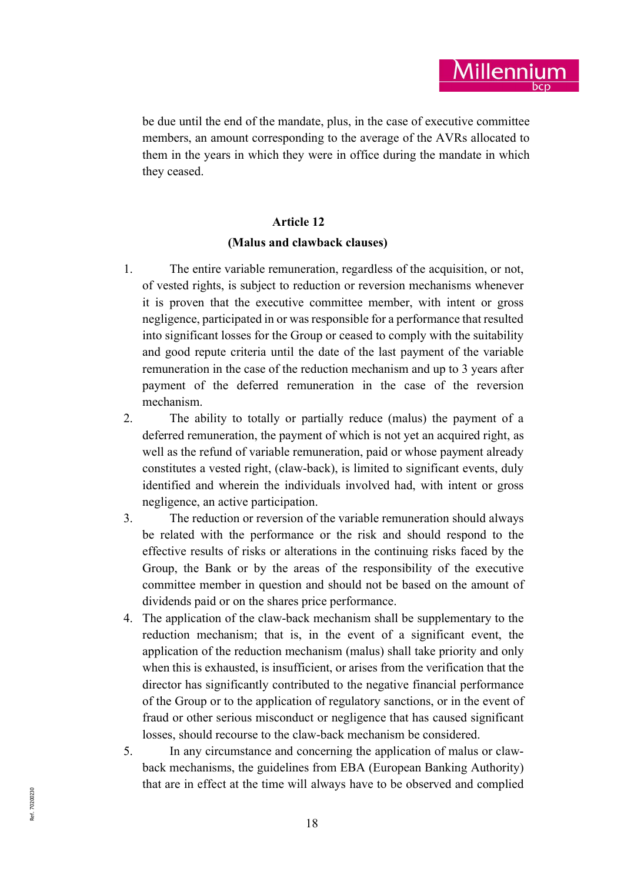be due until the end of the mandate, plus, in the case of executive committee members, an amount corresponding to the average of the AVRs allocated to them in the years in which they were in office during the mandate in which they ceased.

**Article 12**

**(Malus and clawback clauses)**

1. The entire variable remuneration, regardless of the acquisition, or not, of vested rights, is subject to reduction or reversion mechanisms whenever it is proven that the executive committee member, with intent or gross negligence, participated in or was responsible for a performance that resulted into significant losses for the Group or ceased to comply with the suitability and good repute criteria until the date of the last payment of the variable remuneration in the case of the reduction mechanism and up to 3 years after payment of the deferred remuneration in the case of the reversion mechanism.
2. The ability to totally or partially reduce (malus) the payment of a deferred remuneration, the payment of which is not yet an acquired right, as well as the refund of variable remuneration, paid or whose payment already constitutes a vested right, (claw-back), is limited to significant events, duly identified and wherein the individuals involved had, with intent or gross negligence, an active participation.
3. The reduction or reversion of the variable remuneration should always be related with the performance or the risk and should respond to the effective results of risks or alterations in the continuing risks faced by the Group, the Bank or by the areas of the responsibility of the executive committee member in question and should not be based on the amount of dividends paid or on the shares price performance.
4. The application of the claw-back mechanism shall be supplementary to the reduction mechanism; that is, in the event of a significant event, the application of the reduction mechanism (malus) shall take priority and only when this is exhausted, is insufficient, or arises from the verification that the director has significantly contributed to the negative financial performance of the Group or to the application of regulatory sanctions, or in the event of fraud or other serious misconduct or negligence that has caused significant losses, should recourse to the claw-back mechanism be considered.
5. In any circumstance and concerning the application of malus or claw-back mechanisms, the guidelines from EBA (European Banking Authority) that are in effect at the time will always have to be observed and complied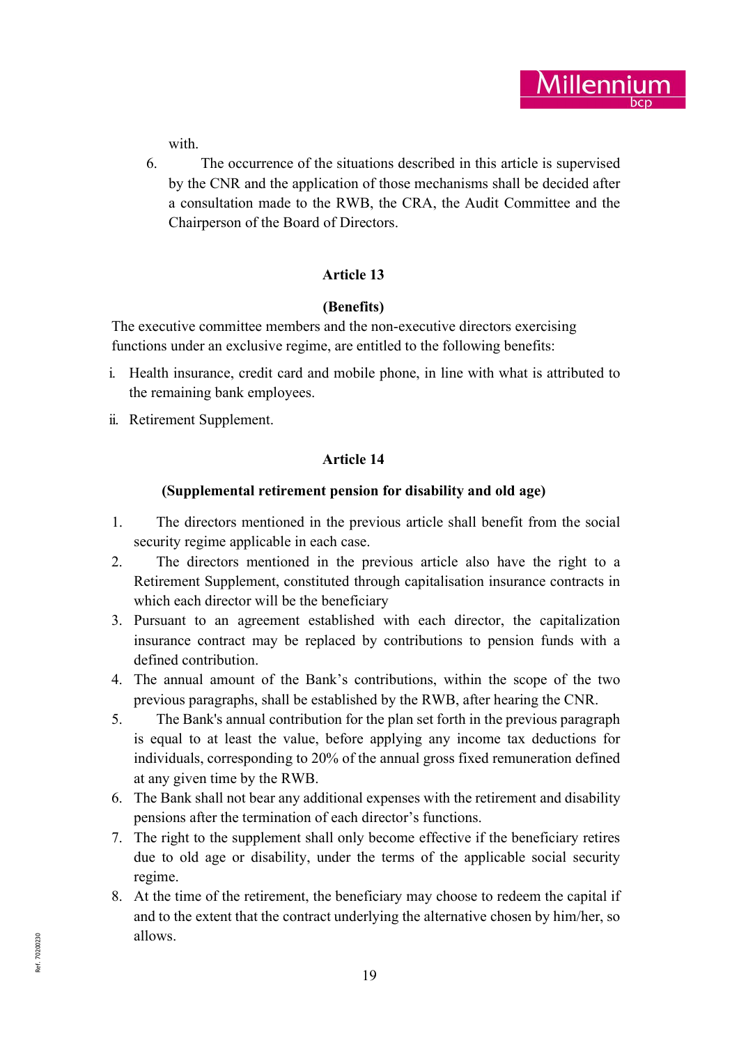with.

6. The occurrence of the situations described in this article is supervised by the CNR and the application of those mechanisms shall be decided after a consultation made to the RWB, the CRA, the Audit Committee and the Chairperson of the Board of Directors.

**Article 13**

**(Benefits)**

The executive committee members and the non-executive directors exercising functions under an exclusive regime, are entitled to the following benefits:

i. Health insurance, credit card and mobile phone, in line with what is attributed to the remaining bank employees.

ii. Retirement Supplement.

**Article 14**

**(Supplemental retirement pension for disability and old age)**

1. The directors mentioned in the previous article shall benefit from the social security regime applicable in each case.
2. The directors mentioned in the previous article also have the right to a Retirement Supplement, constituted through capitalisation insurance contracts in which each director will be the beneficiary
3. Pursuant to an agreement established with each director, the capitalization insurance contract may be replaced by contributions to pension funds with a defined contribution.
4. The annual amount of the Bank's contributions, within the scope of the two previous paragraphs, shall be established by the RWB, after hearing the CNR.
5. The Bank's annual contribution for the plan set forth in the previous paragraph is equal to at least the value, before applying any income tax deductions for individuals, corresponding to 20% of the annual gross fixed remuneration defined at any given time by the RWB.
6. The Bank shall not bear any additional expenses with the retirement and disability pensions after the termination of each director's functions.
7. The right to the supplement shall only become effective if the beneficiary retires due to old age or disability, under the terms of the applicable social security regime.
8. At the time of the retirement, the beneficiary may choose to redeem the capital if and to the extent that the contract underlying the alternative chosen by him/her, so allows.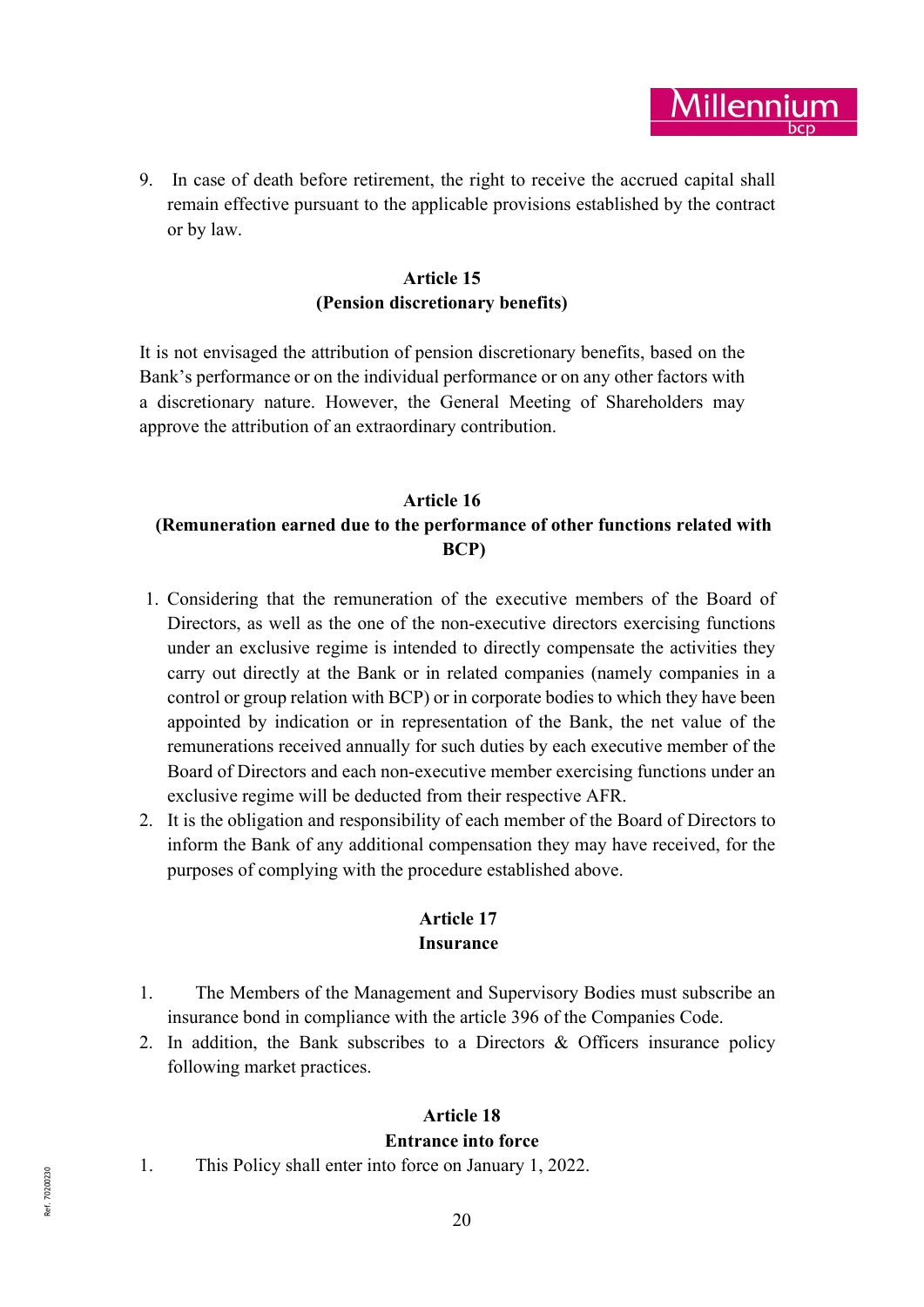9. In case of death before retirement, the right to receive the accrued capital shall remain effective pursuant to the applicable provisions established by the contract or by law.

### Article 15
### (Pension discretionary benefits)

It is not envisaged the attribution of pension discretionary benefits, based on the Bank's performance or on the individual performance or on any other factors with a discretionary nature. However, the General Meeting of Shareholders may approve the attribution of an extraordinary contribution.

### Article 16
### (Remuneration earned due to the performance of other functions related with BCP)

1. Considering that the remuneration of the executive members of the Board of Directors, as well as the one of the non-executive directors exercising functions under an exclusive regime is intended to directly compensate the activities they carry out directly at the Bank or in related companies (namely companies in a control or group relation with BCP) or in corporate bodies to which they have been appointed by indication or in representation of the Bank, the net value of the remunerations received annually for such duties by each executive member of the Board of Directors and each non-executive member exercising functions under an exclusive regime will be deducted from their respective AFR.
2. It is the obligation and responsibility of each member of the Board of Directors to inform the Bank of any additional compensation they may have received, for the purposes of complying with the procedure established above.

### Article 17
### Insurance

1. The Members of the Management and Supervisory Bodies must subscribe an insurance bond in compliance with the article 396 of the Companies Code.
2. In addition, the Bank subscribes to a Directors & Officers insurance policy following market practices.

### Article 18
### Entrance into force

1. This Policy shall enter into force on January 1, 2022.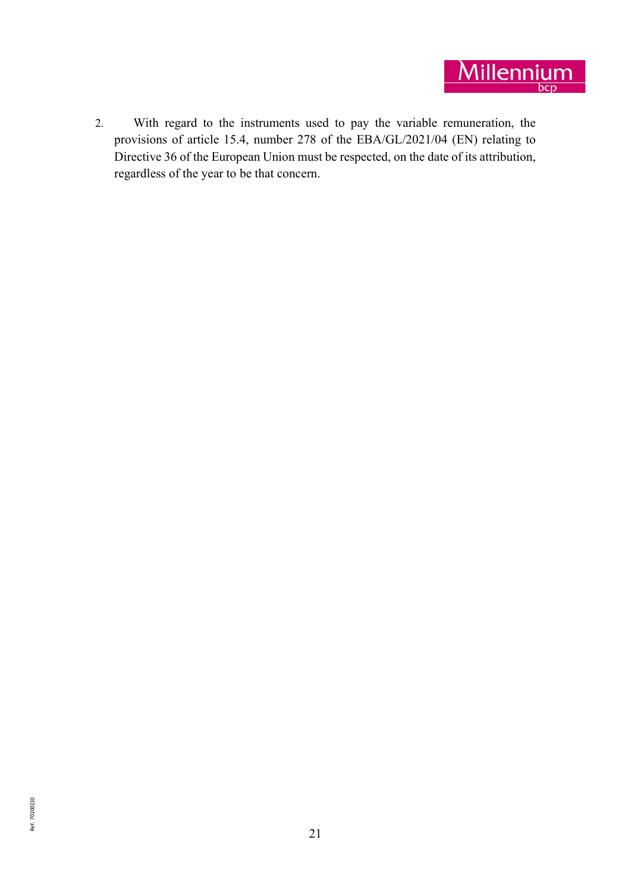2. With regard to the instruments used to pay the variable remuneration, the provisions of article 15.4, number 278 of the EBA/GL/2021/04 (EN) relating to Directive 36 of the European Union must be respected, on the date of its attribution, regardless of the year to be that concern.